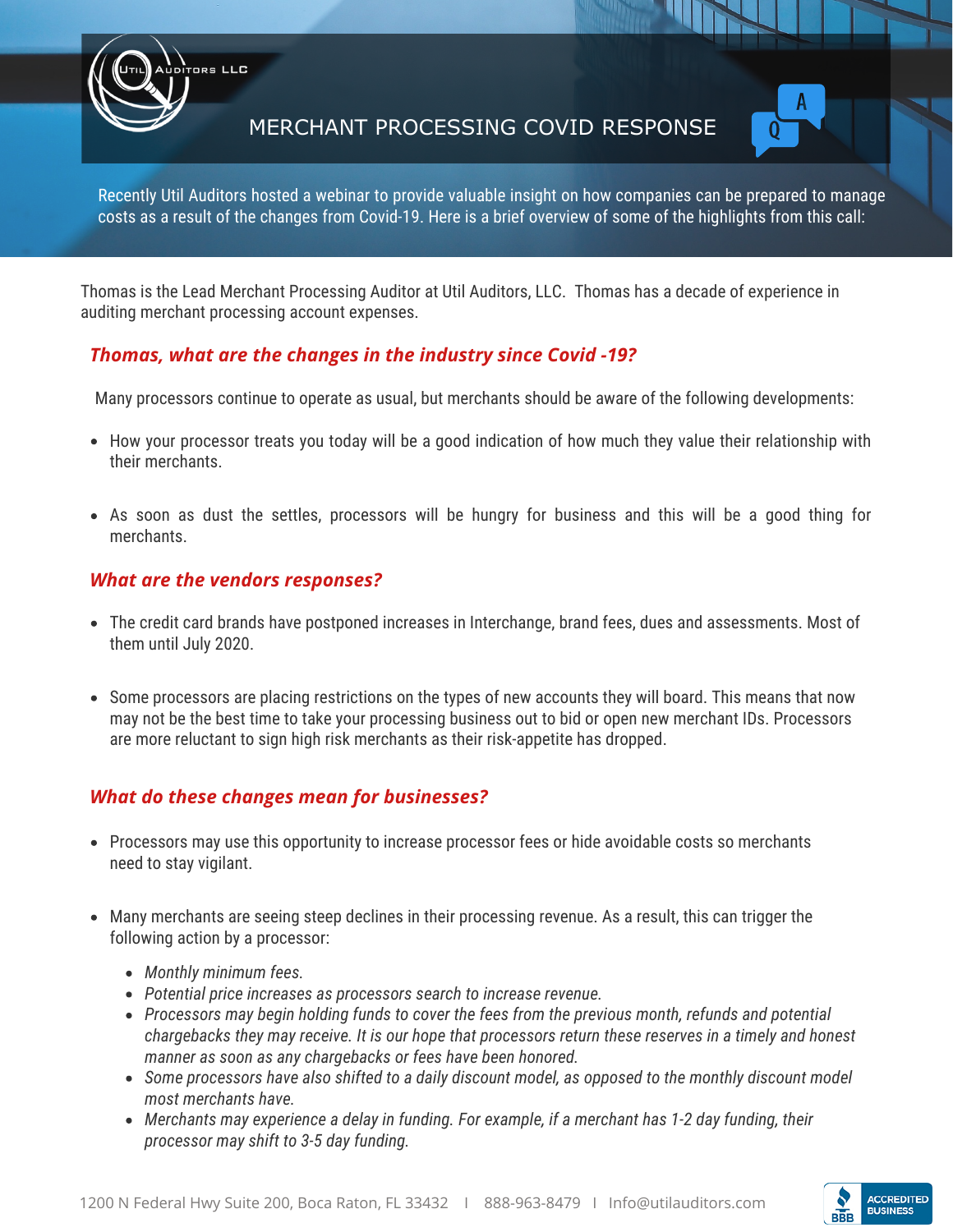Util Auditors LLC

# MERCHANT PROCESSING COVID RESPONSE

Recently Util Auditors hosted a webinar to provide valuable insight on how companies can be prepared to manage costs as a result of the changes from Covid-19. Here is a brief overview of some of the highlights from this call:

Thomas is the Lead Merchant Processing Auditor at Util Auditors, LLC. Thomas has a decade of experience in auditing merchant processing account expenses.

## *Thomas, what are the changes in the industry since Covid -19?*

Many processors continue to operate as usual, but merchants should be aware of the following developments:

- How your processor treats you today will be a good indication of how much they value their relationship with their merchants.
- As soon as dust the settles, processors will be hungry for business and this will be a good thing for merchants.

## *What are the vendors responses?*

- The credit card brands have postponed increases in Interchange, brand fees, dues and assessments. Most of them until July 2020.
- Some processors are placing restrictions on the types of new accounts they will board. This means that now may not be the best time to take your processing business out to bid or open new merchant IDs. Processors are more reluctant to sign high risk merchants as their risk-appetite has dropped.

## *What do these changes mean for businesses?*

- Processors may use this opportunity to increase processor fees or hide avoidable costs so merchants need to stay vigilant.
- Many merchants are seeing steep declines in their processing revenue. As a result, this can trigger the following action by a processor:
  - *Monthly minimum fees.*
  - *Potential price increases as processors search to increase revenue.*
  - *Processors may begin holding funds to cover the fees from the previous month, refunds and potential chargebacks they may receive. It is our hope that processors return these reserves in a timely and honest manner as soon as any chargebacks or fees have been honored.*
  - *Some processors have also shifted to a daily discount model, as opposed to the monthly discount model most merchants have.*
  - *Merchants may experience a delay in funding. For example, if a merchant has 1-2 day funding, their processor may shift to 3-5 day funding.*

1200 N Federal Hwy Suite 200, Boca Raton, FL 33432 I 888-963-8479 I Info@utilauditors.com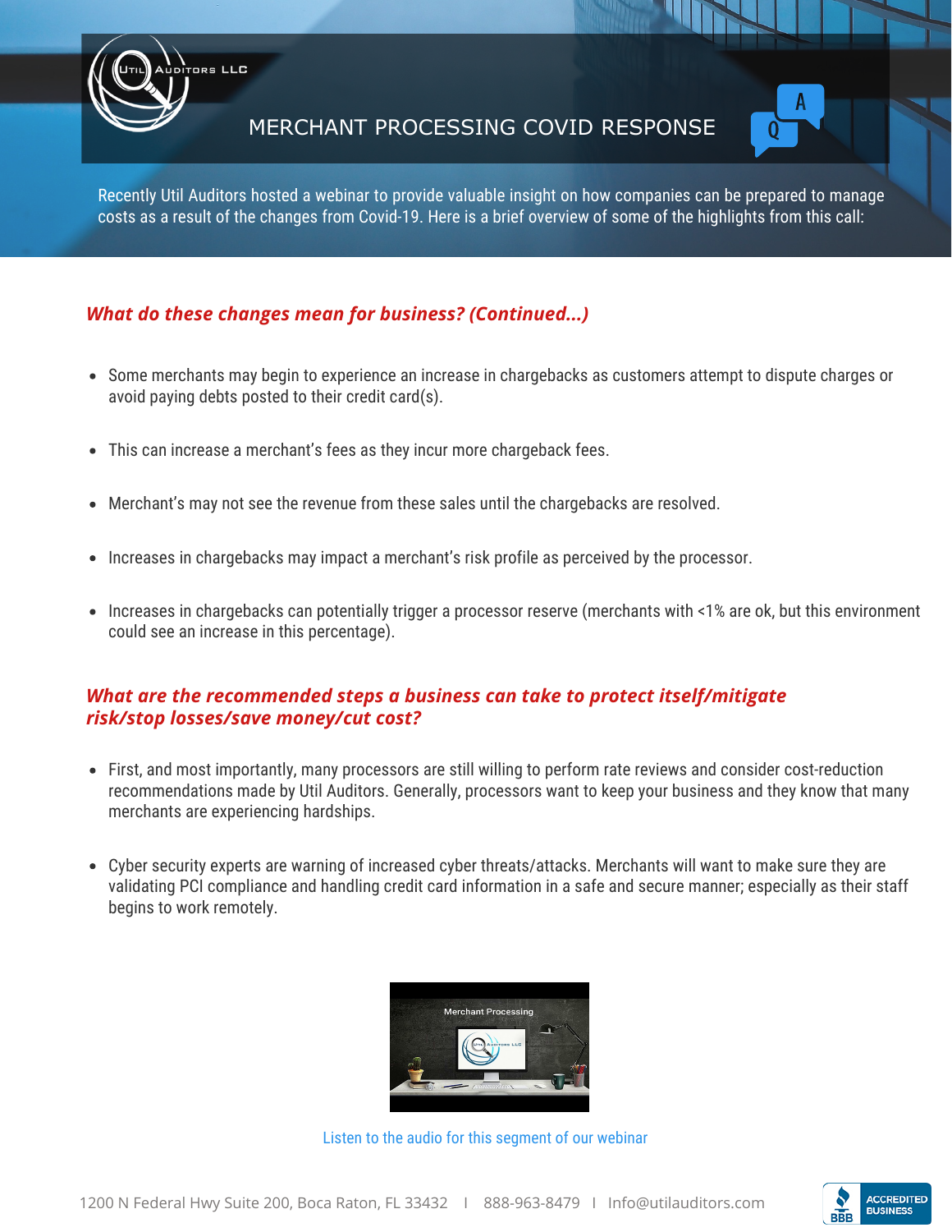# MERCHANT PROCESSING COVID RESPONSE

Recently Util Auditors hosted a webinar to provide valuable insight on how companies can be prepared to manage costs as a result of the changes from Covid-19. Here is a brief overview of some of the highlights from this call:

## *What do these changes mean for business? (Continued...)*

- Some merchants may begin to experience an increase in chargebacks as customers attempt to dispute charges or avoid paying debts posted to their credit card(s).
- This can increase a merchant's fees as they incur more chargeback fees.
- Merchant's may not see the revenue from these sales until the chargebacks are resolved.
- Increases in chargebacks may impact a merchant's risk profile as perceived by the processor.
- Increases in chargebacks can potentially trigger a processor reserve (merchants with <1% are ok, but this environment could see an increase in this percentage).

## *What are the recommended steps a business can take to protect itself/mitigate risk/stop losses/save money/cut cost?*

- First, and most importantly, many processors are still willing to perform rate reviews and consider cost-reduction recommendations made by Util Auditors. Generally, processors want to keep your business and they know that many merchants are experiencing hardships.
- Cyber security experts are warning of increased cyber threats/attacks. Merchants will want to make sure they are validating PCI compliance and handling credit card information in a safe and secure manner; especially as their staff begins to work remotely.

Listen to the audio for this segment of our webinar

1200 N Federal Hwy Suite 200, Boca Raton, FL 33432 | 888-963-8479 | Info@utilauditors.com